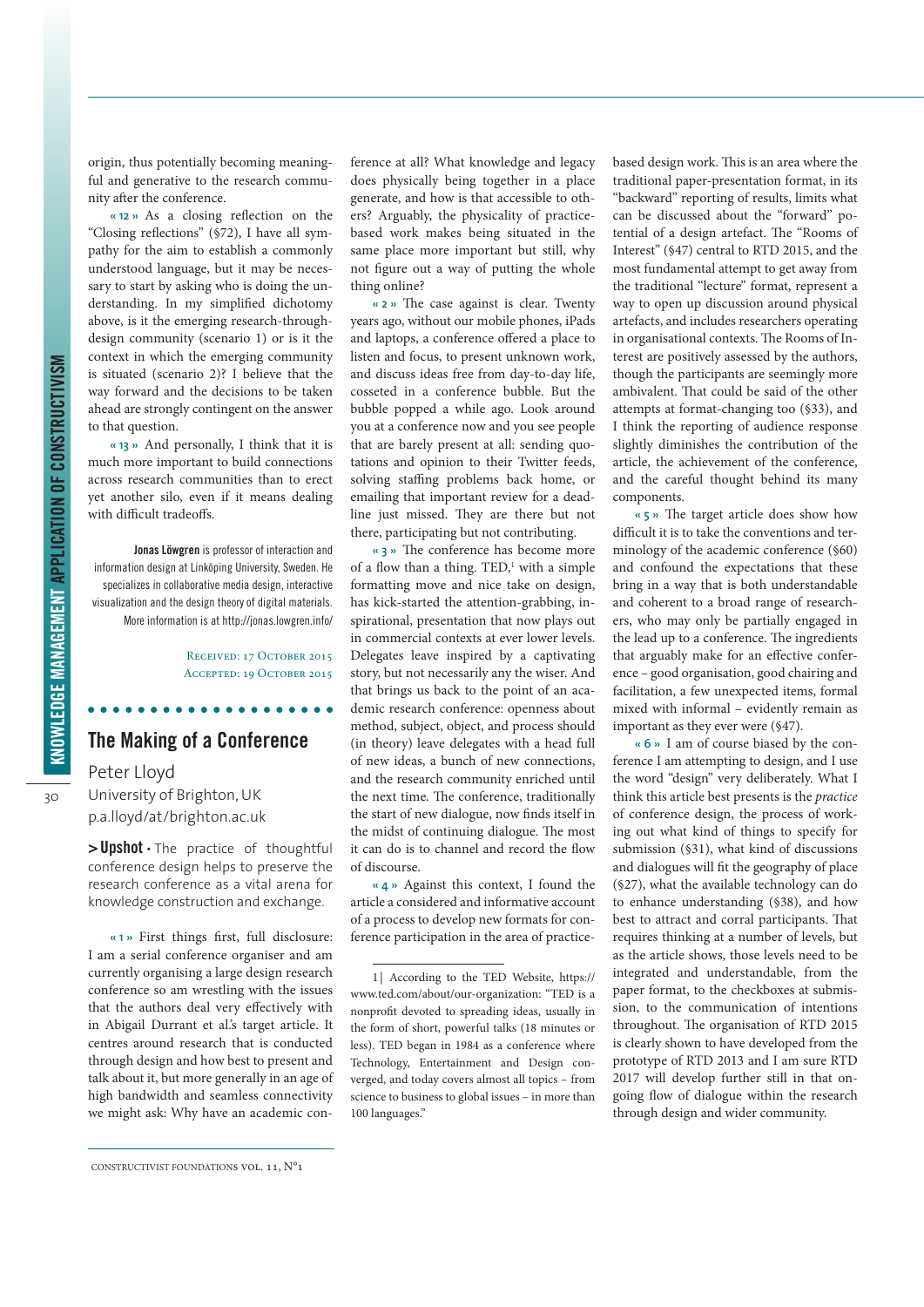origin, thus potentially becoming meaningful and generative to the research community after the conference.

« 12 » As a closing reflection on the "Closing reflections" (§72), I have all sympathy for the aim to establish a commonly understood language, but it may be necessary to start by asking who is doing the understanding. In my simplified dichotomy above, is it the emerging research-through-design community (scenario 1) or is it the context in which the emerging community is situated (scenario 2)? I believe that the way forward and the decisions to be taken ahead are strongly contingent on the answer to that question.

« 13 » And personally, I think that it is much more important to build connections across research communities than to erect yet another silo, even if it means dealing with difficult tradeoffs.

**Jonas Löwgren** is professor of interaction and information design at Linköping University, Sweden. He specializes in collaborative media design, interactive visualization and the design theory of digital materials. More information is at http://jonas.lowgren.info/

Received: 17 October 2015
Accepted: 19 October 2015

## The Making of a Conference

Peter Lloyd
University of Brighton, UK
p.a.lloyd/at/brighton.ac.uk

**> Upshot** • The practice of thoughtful conference design helps to preserve the research conference as a vital arena for knowledge construction and exchange.

« 1 » First things first, full disclosure: I am a serial conference organiser and am currently organising a large design research conference so am wrestling with the issues that the authors deal very effectively with in Abigail Durrant et al.'s target article. It centres around research that is conducted through design and how best to present and talk about it, but more generally in an age of high bandwidth and seamless connectivity we might ask: Why have an academic conference at all? What knowledge and legacy does physically being together in a place generate, and how is that accessible to others? Arguably, the physicality of practice-based work makes being situated in the same place more important but still, why not figure out a way of putting the whole thing online?

« 2 » The case against is clear. Twenty years ago, without our mobile phones, iPads and laptops, a conference offered a place to listen and focus, to present unknown work, and discuss ideas free from day-to-day life, cosseted in a conference bubble. But the bubble popped a while ago. Look around you at a conference now and you see people that are barely present at all: sending quotations and opinion to their Twitter feeds, solving staffing problems back home, or emailing that important review for a deadline just missed. They are there but not there, participating but not contributing.

« 3 » The conference has become more of a flow than a thing. TED,[1] with a simple formatting move and nice take on design, has kick-started the attention-grabbing, inspirational, presentation that now plays out in commercial contexts at ever lower levels. Delegates leave inspired by a captivating story, but not necessarily any the wiser. And that brings us back to the point of an academic research conference: openness about method, subject, object, and process should (in theory) leave delegates with a head full of new ideas, a bunch of new connections, and the research community enriched until the next time. The conference, traditionally the start of new dialogue, now finds itself in the midst of continuing dialogue. The most it can do is to channel and record the flow of discourse.

« 4 » Against this context, I found the article a considered and informative account of a process to develop new formats for conference participation in the area of practice-based design work. This is an area where the traditional paper-presentation format, in its "backward" reporting of results, limits what can be discussed about the "forward" potential of a design artefact. The "Rooms of Interest" (§47) central to RTD 2015, and the most fundamental attempt to get away from the traditional "lecture" format, represent a way to open up discussion around physical artefacts, and includes researchers operating in organisational contexts. The Rooms of Interest are positively assessed by the authors, though the participants are seemingly more ambivalent. That could be said of the other attempts at format-changing too (§33), and I think the reporting of audience response slightly diminishes the contribution of the article, the achievement of the conference, and the careful thought behind its many components.

« 5 » The target article does show how difficult it is to take the conventions and terminology of the academic conference (§60) and confound the expectations that these bring in a way that is both understandable and coherent to a broad range of researchers, who may only be partially engaged in the lead up to a conference. The ingredients that arguably make for an effective conference – good organisation, good chairing and facilitation, a few unexpected items, formal mixed with informal – evidently remain as important as they ever were (§47).

« 6 » I am of course biased by the conference I am attempting to design, and I use the word "design" very deliberately. What I think this article best presents is the *practice* of conference design, the process of working out what kind of things to specify for submission (§31), what kind of discussions and dialogues will fit the geography of place (§27), what the available technology can do to enhance understanding (§38), and how best to attract and corral participants. That requires thinking at a number of levels, but as the article shows, those levels need to be integrated and understandable, from the paper format, to the checkboxes at submission, to the communication of intentions throughout. The organisation of RTD 2015 is clearly shown to have developed from the prototype of RTD 2013 and I am sure RTD 2017 will develop further still in that ongoing flow of dialogue within the research through design and wider community.

1| According to the TED Website, https://www.ted.com/about/our-organization: "TED is a nonprofit devoted to spreading ideas, usually in the form of short, powerful talks (18 minutes or less). TED began in 1984 as a conference where Technology, Entertainment and Design converged, and today covers almost all topics – from science to business to global issues – in more than 100 languages."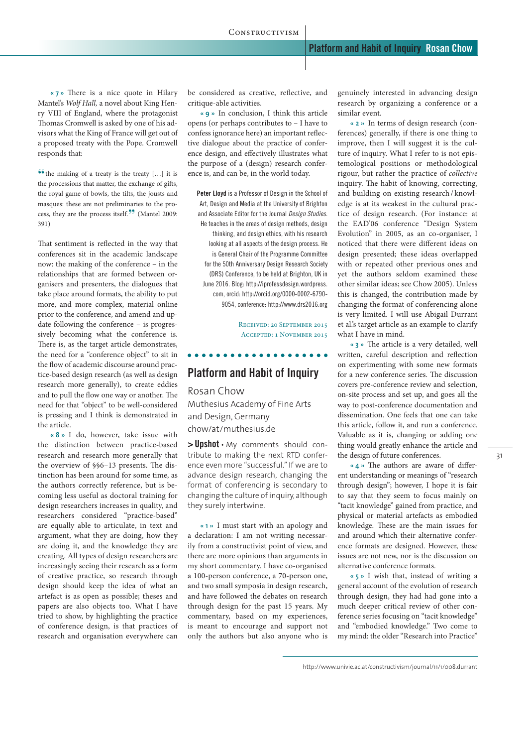« 7 » There is a nice quote in Hilary Mantel's *Wolf Hall,* a novel about King Henry VIII of England, where the protagonist Thomas Cromwell is asked by one of his advisors what the King of France will get out of a proposed treaty with the Pope. Cromwell responds that:

> "the making of a treaty is the treaty […] it is the processions that matter, the exchange of gifts, the royal game of bowls, the tilts, the jousts and masques: these are not preliminaries to the process, they are the process itself." (Mantel 2009: 391)

That sentiment is reflected in the way that conferences sit in the academic landscape now: the making of the conference – in the relationships that are formed between organisers and presenters, the dialogues that take place around formats, the ability to put more, and more complex, material online prior to the conference, and amend and update following the conference – is progressively becoming what the conference is. There is, as the target article demonstrates, the need for a "conference object" to sit in the flow of academic discourse around practice-based design research (as well as design research more generally), to create eddies and to pull the flow one way or another. The need for that "object" to be well-considered is pressing and I think is demonstrated in the article.

« 8 » I do, however, take issue with the distinction between practice-based research and research more generally that the overview of §§6–13 presents. The distinction has been around for some time, as the authors correctly reference, but is becoming less useful as doctoral training for design researchers increases in quality, and researchers considered "practice-based" are equally able to articulate, in text and argument, what they are doing, how they are doing it, and the knowledge they are creating. All types of design researchers are increasingly seeing their research as a form of creative practice, so research through design should keep the idea of what an artefact is as open as possible; theses and papers are also objects too. What I have tried to show, by highlighting the practice of conference design, is that practices of research and organisation everywhere can be considered as creative, reflective, and critique-able activities.

« 9 » In conclusion, I think this article opens (or perhaps contributes to – I have to confess ignorance here) an important reflective dialogue about the practice of conference design, and effectively illustrates what the purpose of a (design) research conference is, and can be, in the world today.

**Peter Lloyd** is a Professor of Design in the School of Art, Design and Media at the University of Brighton and Associate Editor for the Journal *Design Studies*. He teaches in the areas of design methods, design thinking, and design ethics, with his research looking at all aspects of the design process. He is General Chair of the Programme Committee for the 50th Anniversary Design Research Society (DRS) Conference, to be held at Brighton, UK in June 2016. Blog: http://iprofessdesign.wordpress.com, orcid: http://orcid.org/0000-0002-6790-9054, conference: http://www.drs2016.org

Received: 20 September 2015
Accepted: 1 November 2015

## Platform and Habit of Inquiry

Rosan Chow
Muthesius Academy of Fine Arts and Design, Germany
chow/at/muthesius.de

**> Upshot** • My comments should contribute to making the next RTD conference even more "successful." If we are to advance design research, changing the format of conferencing is secondary to changing the culture of inquiry, although they surely intertwine.

« 1 » I must start with an apology and a declaration: I am not writing necessarily from a constructivist point of view, and there are more opinions than arguments in my short commentary. I have co-organised a 100-person conference, a 70-person one, and two small symposia in design research, and have followed the debates on research through design for the past 15 years. My commentary, based on my experiences, is meant to encourage and support not only the authors but also anyone who is genuinely interested in advancing design research by organizing a conference or a similar event.

« 2 » In terms of design research (conferences) generally, if there is one thing to improve, then I will suggest it is the culture of inquiry. What I refer to is not epistemological positions or methodological rigour, but rather the practice of *collective* inquiry. The habit of knowing, correcting, and building on existing research / knowledge is at its weakest in the cultural practice of design research. (For instance: at the EAD'06 conference "Design System Evolution" in 2005, as an co-organiser, I noticed that there were different ideas on design presented; these ideas overlapped with or repeated other previous ones and yet the authors seldom examined these other similar ideas; see Chow 2005). Unless this is changed, the contribution made by changing the format of conferencing alone is very limited. I will use Abigail Durrant et al.'s target article as an example to clarify what I have in mind.

« 3 » The article is a very detailed, well written, careful description and reflection on experimenting with some new formats for a new conference series. The discussion covers pre-conference review and selection, on-site process and set up, and goes all the way to post-conference documentation and dissemination. One feels that one can take this article, follow it, and run a conference. Valuable as it is, changing or adding one thing would greatly enhance the article and the design of future conferences.

« 4 » The authors are aware of different understanding or meanings of "research through design"; however, I hope it is fair to say that they seem to focus mainly on "tacit knowledge" gained from practice, and physical or material artefacts as embodied knowledge. These are the main issues for and around which their alternative conference formats are designed. However, these issues are not new, nor is the discussion on alternative conference formats.

« 5 » I wish that, instead of writing a general account of the evolution of research through design, they had had gone into a much deeper critical review of other conference series focusing on "tacit knowledge" and "embodied knowledge." Two come to my mind: the older "Research into Practice"